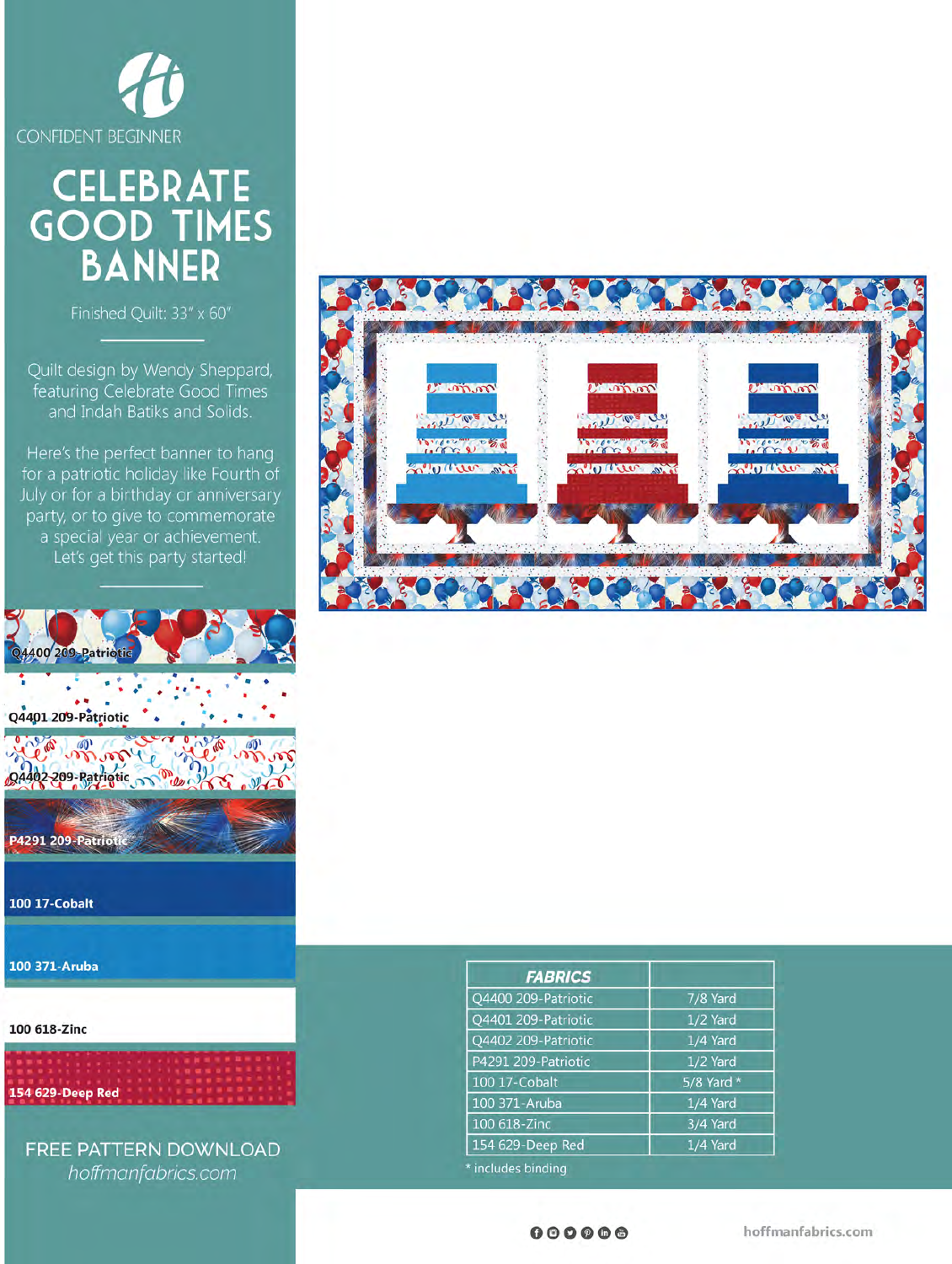CONFIDENT BEGINNER

# CELEBRATE GOOD TIMES BANNER

Finished Quilt: 33" x 60"

Quilt design by Wendy Sheppard, featuring Celebrate Good Times and Indah Batiks and Solids.

Here's the perfect banner to hang for a patriotic holiday like Fourth of July or for a birthday or anniversary party, or to give to commemorate a special year or achievement. Let's get this party started!

Q4400 209-Patriotic

Q4401 209-Patriotic

Q4402 209-Patriotic

P4291 209-Patriotic

100 17-Cobalt

100 371-Aruba

100 618-Zinc

154 629-Deep Red

FREE PATTERN DOWNLOAD
*hoffmanfabrics.com*

| ***FABRICS*** | |
|---|---|
| Q4400 209-Patriotic | 7/8 Yard |
| Q4401 209-Patriotic | 1/2 Yard |
| Q4402 209-Patriotic | 1/4 Yard |
| P4291 209-Patriotic | 1/2 Yard |
| 100 17-Cobalt | 5/8 Yard * |
| 100 371-Aruba | 1/4 Yard |
| 100 618-Zinc | 3/4 Yard |
| 154 629-Deep Red | 1/4 Yard |

* includes binding

hoffmanfabrics.com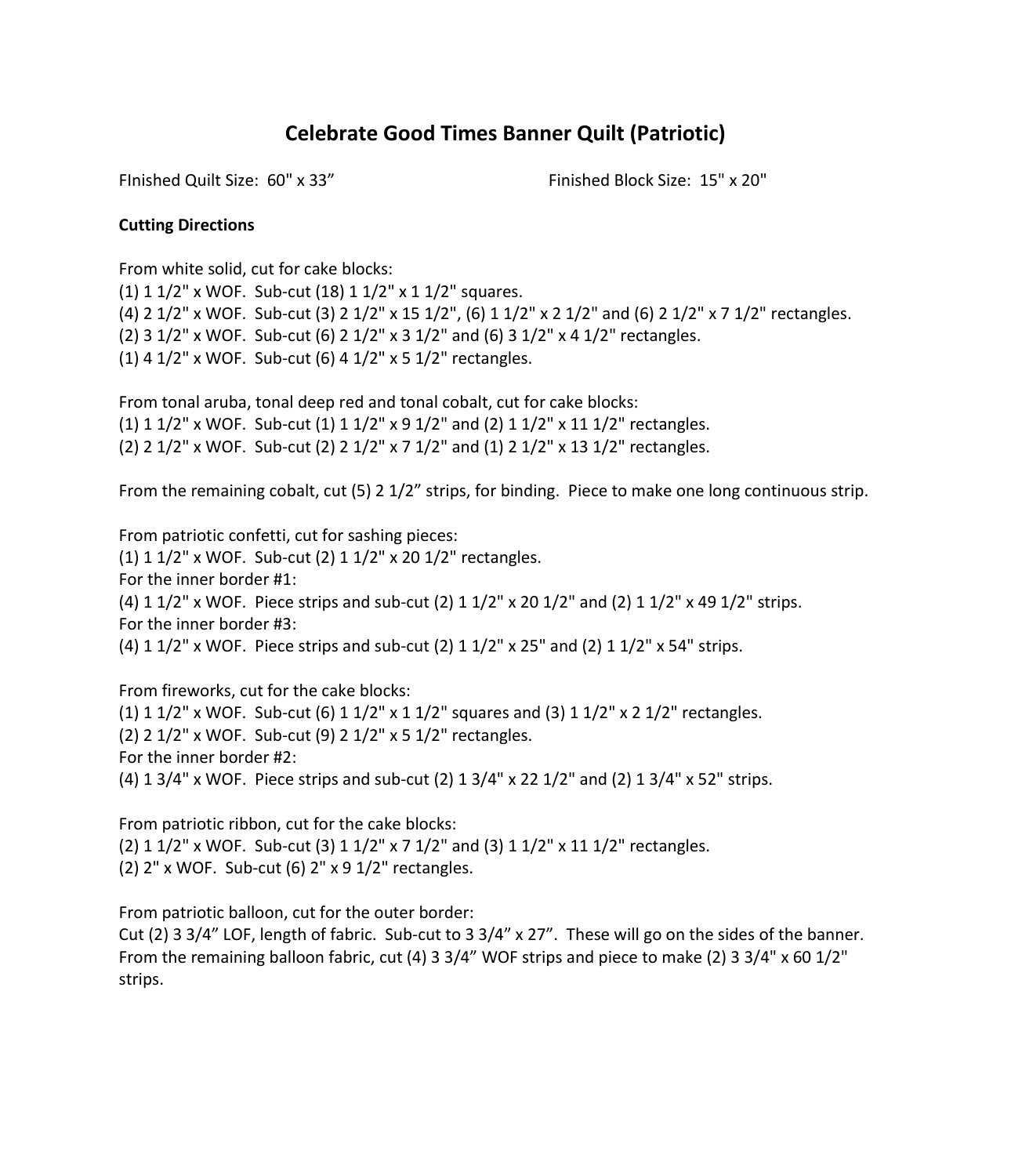# Celebrate Good Times Banner Quilt (Patriotic)

FInished Quilt Size: 60" x 33”

Finished Block Size: 15" x 20"

**Cutting Directions**

From white solid, cut for cake blocks:
(1) 1 1/2" x WOF. Sub-cut (18) 1 1/2" x 1 1/2" squares.
(4) 2 1/2" x WOF. Sub-cut (3) 2 1/2" x 15 1/2", (6) 1 1/2" x 2 1/2" and (6) 2 1/2" x 7 1/2" rectangles.
(2) 3 1/2" x WOF. Sub-cut (6) 2 1/2" x 3 1/2" and (6) 3 1/2" x 4 1/2" rectangles.
(1) 4 1/2" x WOF. Sub-cut (6) 4 1/2" x 5 1/2" rectangles.

From tonal aruba, tonal deep red and tonal cobalt, cut for cake blocks:
(1) 1 1/2" x WOF. Sub-cut (1) 1 1/2" x 9 1/2" and (2) 1 1/2" x 11 1/2" rectangles.
(2) 2 1/2" x WOF. Sub-cut (2) 2 1/2" x 7 1/2" and (1) 2 1/2" x 13 1/2" rectangles.

From the remaining cobalt, cut (5) 2 1/2” strips, for binding. Piece to make one long continuous strip.

From patriotic confetti, cut for sashing pieces:
(1) 1 1/2" x WOF. Sub-cut (2) 1 1/2" x 20 1/2" rectangles.
For the inner border #1:
(4) 1 1/2" x WOF. Piece strips and sub-cut (2) 1 1/2" x 20 1/2" and (2) 1 1/2" x 49 1/2" strips.
For the inner border #3:
(4) 1 1/2" x WOF. Piece strips and sub-cut (2) 1 1/2" x 25" and (2) 1 1/2" x 54" strips.

From fireworks, cut for the cake blocks:
(1) 1 1/2" x WOF. Sub-cut (6) 1 1/2" x 1 1/2" squares and (3) 1 1/2" x 2 1/2" rectangles.
(2) 2 1/2" x WOF. Sub-cut (9) 2 1/2" x 5 1/2" rectangles.
For the inner border #2:
(4) 1 3/4" x WOF. Piece strips and sub-cut (2) 1 3/4" x 22 1/2" and (2) 1 3/4" x 52" strips.

From patriotic ribbon, cut for the cake blocks:
(2) 1 1/2" x WOF. Sub-cut (3) 1 1/2" x 7 1/2" and (3) 1 1/2" x 11 1/2" rectangles.
(2) 2" x WOF. Sub-cut (6) 2" x 9 1/2" rectangles.

From patriotic balloon, cut for the outer border:
Cut (2) 3 3/4” LOF, length of fabric. Sub-cut to 3 3/4” x 27”. These will go on the sides of the banner.
From the remaining balloon fabric, cut (4) 3 3/4” WOF strips and piece to make (2) 3 3/4" x 60 1/2" strips.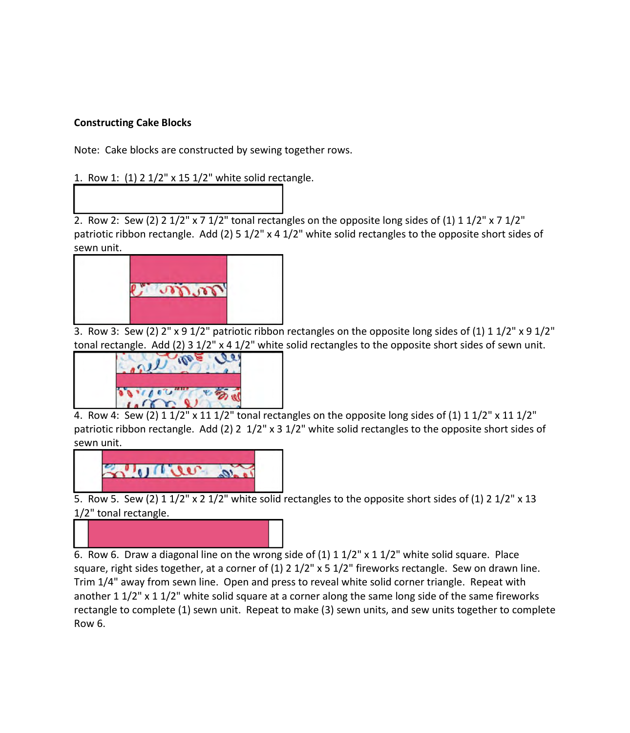**Constructing Cake Blocks**

Note: Cake blocks are constructed by sewing together rows.

1. Row 1: (1) 2 1/2" x 15 1/2" white solid rectangle.

2. Row 2: Sew (2) 2 1/2" x 7 1/2" tonal rectangles on the opposite long sides of (1) 1 1/2" x 7 1/2" patriotic ribbon rectangle. Add (2) 5 1/2" x 4 1/2" white solid rectangles to the opposite short sides of sewn unit.

3. Row 3: Sew (2) 2" x 9 1/2" patriotic ribbon rectangles on the opposite long sides of (1) 1 1/2" x 9 1/2" tonal rectangle. Add (2) 3 1/2" x 4 1/2" white solid rectangles to the opposite short sides of sewn unit.

4. Row 4: Sew (2) 1 1/2" x 11 1/2" tonal rectangles on the opposite long sides of (1) 1 1/2" x 11 1/2" patriotic ribbon rectangle. Add (2) 2 1/2" x 3 1/2" white solid rectangles to the opposite short sides of sewn unit.

5. Row 5. Sew (2) 1 1/2" x 2 1/2" white solid rectangles to the opposite short sides of (1) 2 1/2" x 13 1/2" tonal rectangle.

6. Row 6. Draw a diagonal line on the wrong side of (1) 1 1/2" x 1 1/2" white solid square. Place square, right sides together, at a corner of (1) 2 1/2" x 5 1/2" fireworks rectangle. Sew on drawn line. Trim 1/4" away from sewn line. Open and press to reveal white solid corner triangle. Repeat with another 1 1/2" x 1 1/2" white solid square at a corner along the same long side of the same fireworks rectangle to complete (1) sewn unit. Repeat to make (3) sewn units, and sew units together to complete Row 6.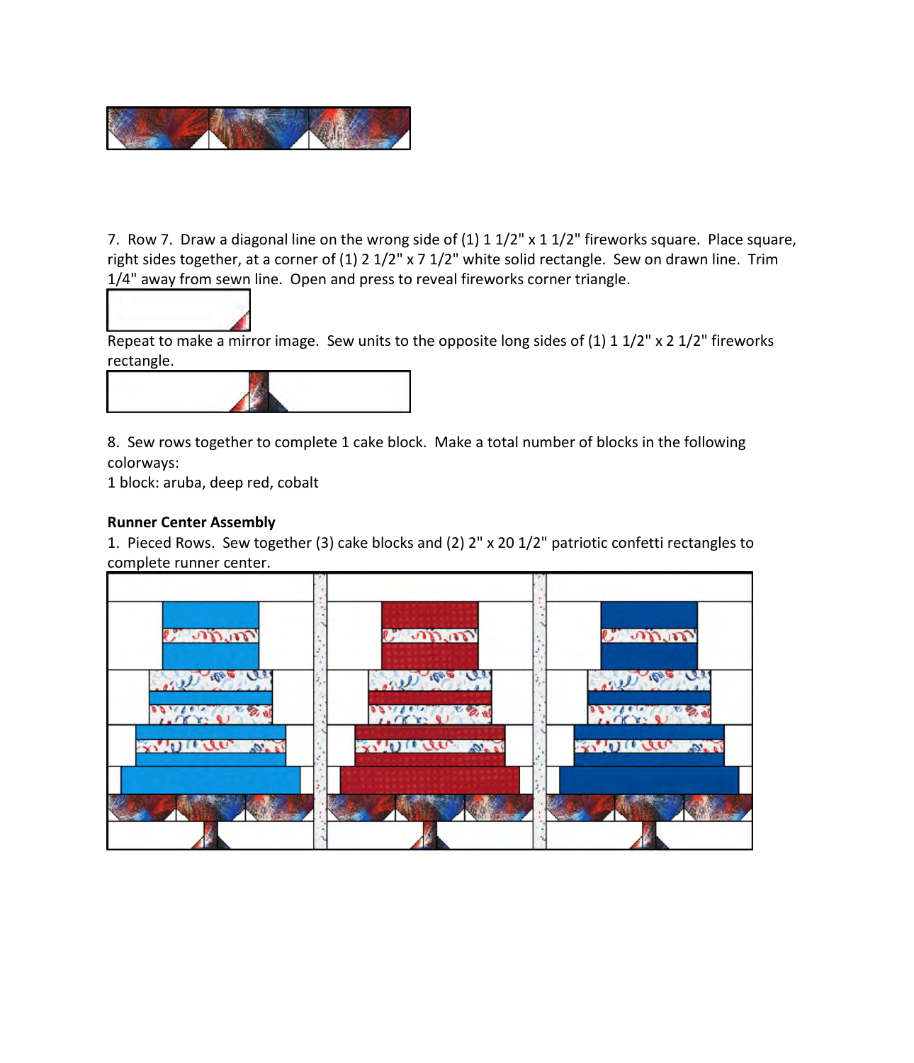7. Row 7. Draw a diagonal line on the wrong side of (1) 1 1/2" x 1 1/2" fireworks square. Place square, right sides together, at a corner of (1) 2 1/2" x 7 1/2" white solid rectangle. Sew on drawn line. Trim 1/4" away from sewn line. Open and press to reveal fireworks corner triangle.

Repeat to make a mirror image. Sew units to the opposite long sides of (1) 1 1/2" x 2 1/2" fireworks rectangle.

8. Sew rows together to complete 1 cake block. Make a total number of blocks in the following colorways:

1 block: aruba, deep red, cobalt

**Runner Center Assembly**

1. Pieced Rows. Sew together (3) cake blocks and (2) 2" x 20 1/2" patriotic confetti rectangles to complete runner center.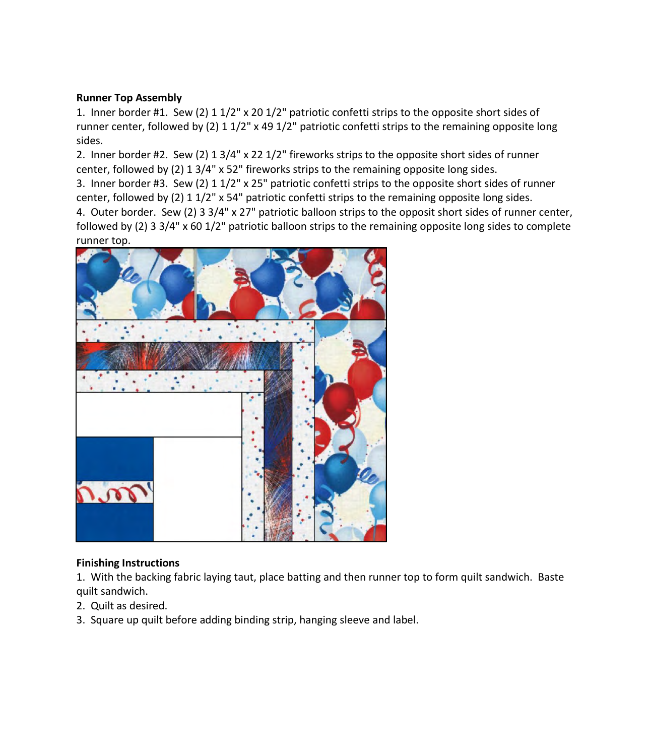**Runner Top Assembly**

1. Inner border #1. Sew (2) 1 1/2" x 20 1/2" patriotic confetti strips to the opposite short sides of runner center, followed by (2) 1 1/2" x 49 1/2" patriotic confetti strips to the remaining opposite long sides.
2. Inner border #2. Sew (2) 1 3/4" x 22 1/2" fireworks strips to the opposite short sides of runner center, followed by (2) 1 3/4" x 52" fireworks strips to the remaining opposite long sides.
3. Inner border #3. Sew (2) 1 1/2" x 25" patriotic confetti strips to the opposite short sides of runner center, followed by (2) 1 1/2" x 54" patriotic confetti strips to the remaining opposite long sides.
4. Outer border. Sew (2) 3 3/4" x 27" patriotic balloon strips to the opposit short sides of runner center, followed by (2) 3 3/4" x 60 1/2" patriotic balloon strips to the remaining opposite long sides to complete runner top.

**Finishing Instructions**

1. With the backing fabric laying taut, place batting and then runner top to form quilt sandwich. Baste quilt sandwich.
2. Quilt as desired.
3. Square up quilt before adding binding strip, hanging sleeve and label.